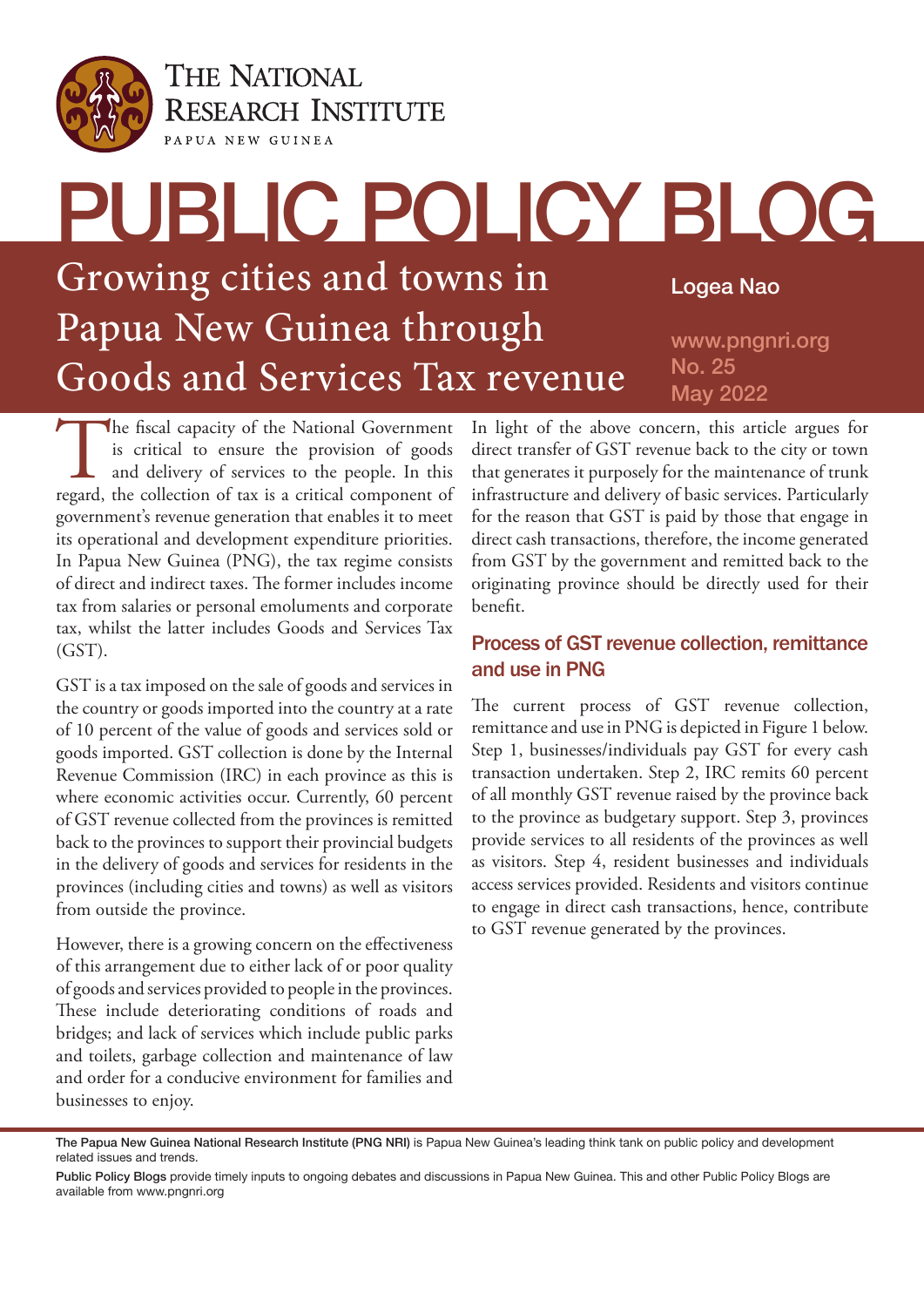# THE NATIONAL RESEARCH INSTITUTE

PAPUA NEW GUINEA

# PUBLIC POLICY BLOG

## Growing cities and towns in Papua New Guinea through Goods and Services Tax revenue

Logea Nao

www.pngnri.org
No. 25
May 2022

The fiscal capacity of the National Government is critical to ensure the provision of goods and delivery of services to the people. In this regard, the collection of tax is a critical component of government's revenue generation that enables it to meet its operational and development expenditure priorities. In Papua New Guinea (PNG), the tax regime consists of direct and indirect taxes. The former includes income tax from salaries or personal emoluments and corporate tax, whilst the latter includes Goods and Services Tax (GST).

GST is a tax imposed on the sale of goods and services in the country or goods imported into the country at a rate of 10 percent of the value of goods and services sold or goods imported. GST collection is done by the Internal Revenue Commission (IRC) in each province as this is where economic activities occur. Currently, 60 percent of GST revenue collected from the provinces is remitted back to the provinces to support their provincial budgets in the delivery of goods and services for residents in the provinces (including cities and towns) as well as visitors from outside the province.

However, there is a growing concern on the effectiveness of this arrangement due to either lack of or poor quality of goods and services provided to people in the provinces. These include deteriorating conditions of roads and bridges; and lack of services which include public parks and toilets, garbage collection and maintenance of law and order for a conducive environment for families and businesses to enjoy.

In light of the above concern, this article argues for direct transfer of GST revenue back to the city or town that generates it purposely for the maintenance of trunk infrastructure and delivery of basic services. Particularly for the reason that GST is paid by those that engage in direct cash transactions, therefore, the income generated from GST by the government and remitted back to the originating province should be directly used for their benefit.

### Process of GST revenue collection, remittance and use in PNG

The current process of GST revenue collection, remittance and use in PNG is depicted in Figure 1 below. Step 1, businesses/individuals pay GST for every cash transaction undertaken. Step 2, IRC remits 60 percent of all monthly GST revenue raised by the province back to the province as budgetary support. Step 3, provinces provide services to all residents of the provinces as well as visitors. Step 4, resident businesses and individuals access services provided. Residents and visitors continue to engage in direct cash transactions, hence, contribute to GST revenue generated by the provinces.

**The Papua New Guinea National Research Institute (PNG NRI)** is Papua New Guinea's leading think tank on public policy and development related issues and trends.

**Public Policy Blogs** provide timely inputs to ongoing debates and discussions in Papua New Guinea. This and other Public Policy Blogs are available from www.pngnri.org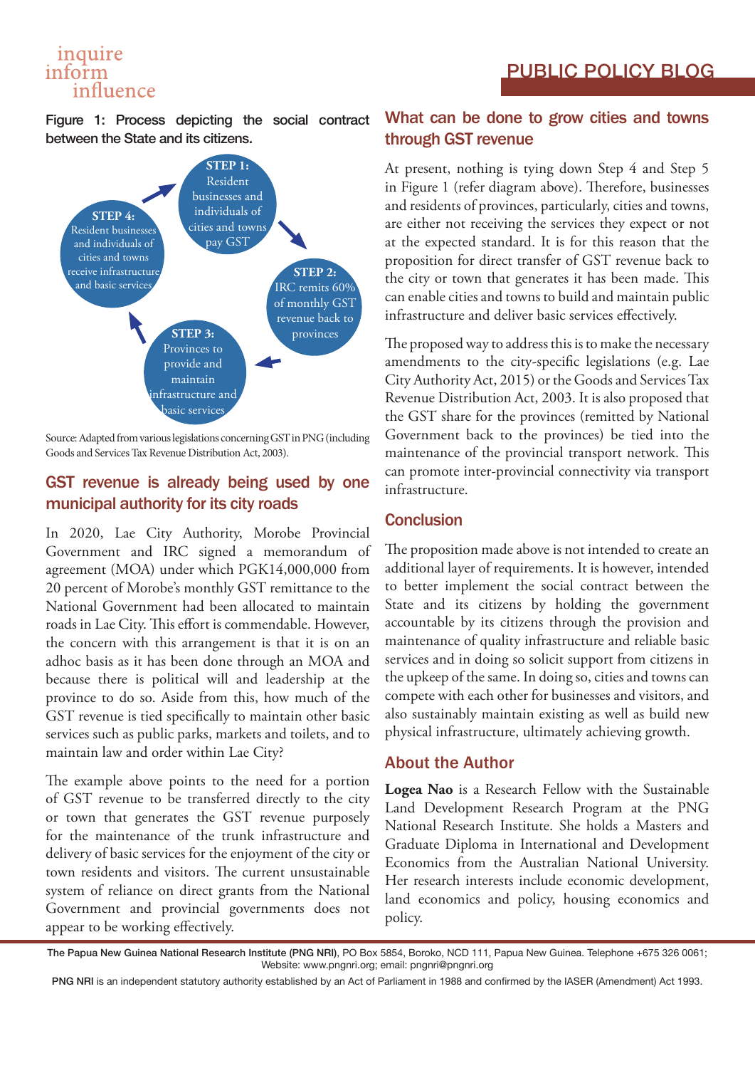Figure 1: Process depicting the social contract between the State and its citizens.

STEP 1: Resident businesses and individuals of cities and towns pay GST

STEP 2: IRC remits 60% of monthly GST revenue back to provinces

STEP 3: Provinces to provide and maintain infrastructure and basic services

STEP 4: Resident businesses and individuals of cities and towns receive infrastructure and basic services

Source: Adapted from various legislations concerning GST in PNG (including Goods and Services Tax Revenue Distribution Act, 2003).

## GST revenue is already being used by one municipal authority for its city roads

In 2020, Lae City Authority, Morobe Provincial Government and IRC signed a memorandum of agreement (MOA) under which PGK14,000,000 from 20 percent of Morobe's monthly GST remittance to the National Government had been allocated to maintain roads in Lae City. This effort is commendable. However, the concern with this arrangement is that it is on an adhoc basis as it has been done through an MOA and because there is political will and leadership at the province to do so. Aside from this, how much of the GST revenue is tied specifically to maintain other basic services such as public parks, markets and toilets, and to maintain law and order within Lae City?

The example above points to the need for a portion of GST revenue to be transferred directly to the city or town that generates the GST revenue purposely for the maintenance of the trunk infrastructure and delivery of basic services for the enjoyment of the city or town residents and visitors. The current unsustainable system of reliance on direct grants from the National Government and provincial governments does not appear to be working effectively.

## What can be done to grow cities and towns through GST revenue

At present, nothing is tying down Step 4 and Step 5 in Figure 1 (refer diagram above). Therefore, businesses and residents of provinces, particularly, cities and towns, are either not receiving the services they expect or not at the expected standard. It is for this reason that the proposition for direct transfer of GST revenue back to the city or town that generates it has been made. This can enable cities and towns to build and maintain public infrastructure and deliver basic services effectively.

The proposed way to address this is to make the necessary amendments to the city-specific legislations (e.g. Lae City Authority Act, 2015) or the Goods and Services Tax Revenue Distribution Act, 2003. It is also proposed that the GST share for the provinces (remitted by National Government back to the provinces) be tied into the maintenance of the provincial transport network. This can promote inter-provincial connectivity via transport infrastructure.

## Conclusion

The proposition made above is not intended to create an additional layer of requirements. It is however, intended to better implement the social contract between the State and its citizens by holding the government accountable by its citizens through the provision and maintenance of quality infrastructure and reliable basic services and in doing so solicit support from citizens in the upkeep of the same. In doing so, cities and towns can compete with each other for businesses and visitors, and also sustainably maintain existing as well as build new physical infrastructure, ultimately achieving growth.

## About the Author

**Logea Nao** is a Research Fellow with the Sustainable Land Development Research Program at the PNG National Research Institute. She holds a Masters and Graduate Diploma in International and Development Economics from the Australian National University. Her research interests include economic development, land economics and policy, housing economics and policy.